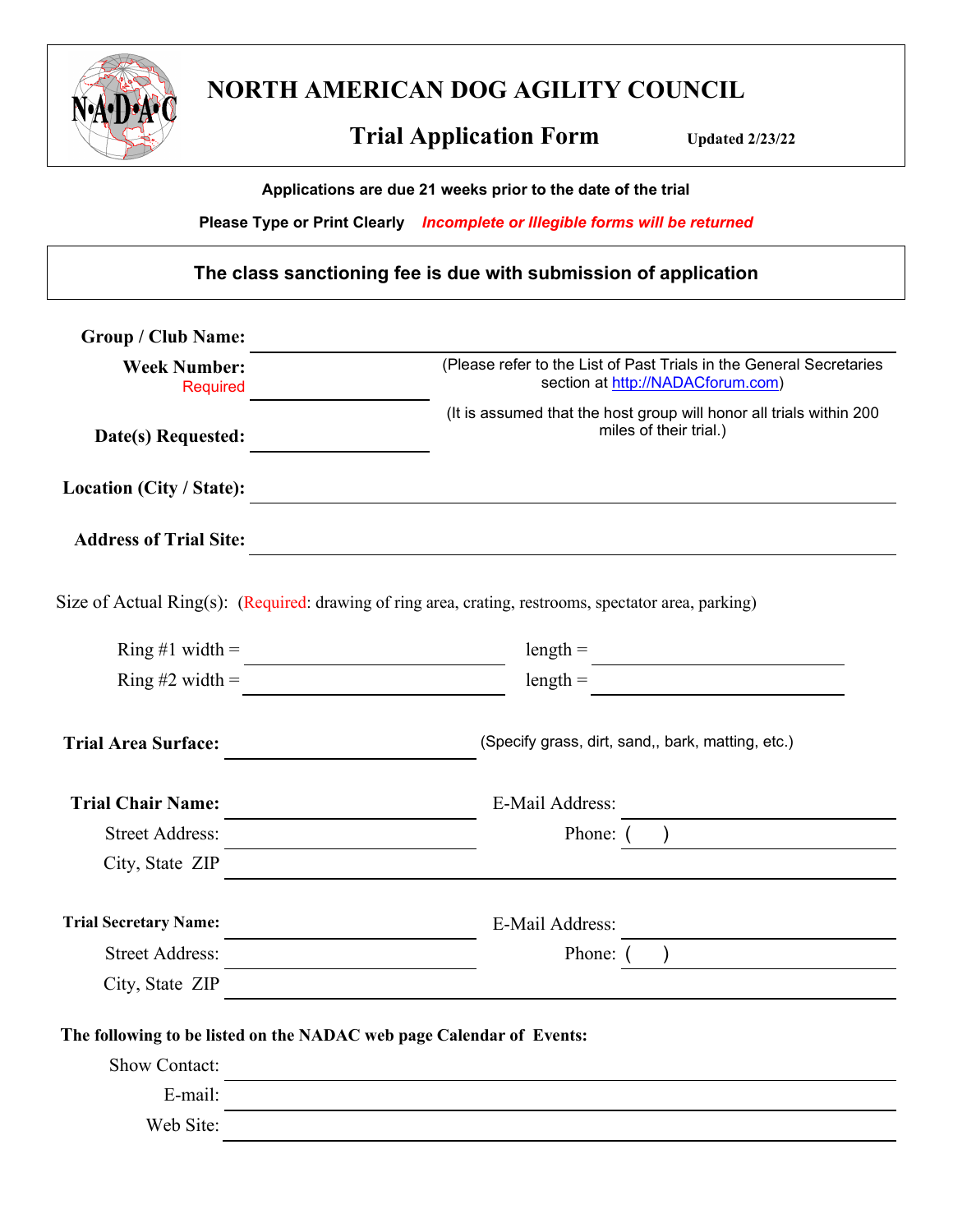# NORTH AMERICAN DOG AGILITY COUNCIL

## Trial Application Form

**Updated 2/23/22**

**Applications are due 21 weeks prior to the date of the trial**

**Please Type or Print Clearly** ***Incomplete or Illegible forms will be returned***

**The class sanctioning fee is due with submission of application**

**Group / Club Name:** ______________________________

**Week Number:** ____________ (Please refer to the List of Past Trials in the General Secretaries section at http://NADACforum.com)
Required

**Date(s) Requested:** ____________ (It is assumed that the host group will honor all trials within 200 miles of their trial.)

**Location (City / State):** ______________________________

**Address of Trial Site:** ______________________________

Size of Actual Ring(s): (Required: drawing of ring area, crating, restrooms, spectator area, parking)

Ring #1 width = ____________ length = ____________

Ring #2 width = ____________ length = ____________

**Trial Area Surface:** ____________ (Specify grass, dirt, sand,, bark, matting, etc.)

**Trial Chair Name:** ____________ E-Mail Address: ____________

Street Address: ____________ Phone: (    ) ____________

City, State ZIP ______________________________

**Trial Secretary Name:** ____________ E-Mail Address: ____________

Street Address: ____________ Phone: (    ) ____________

City, State ZIP ______________________________

**The following to be listed on the NADAC web page Calendar of Events:**

Show Contact: ______________________________

E-mail: ______________________________

Web Site: ______________________________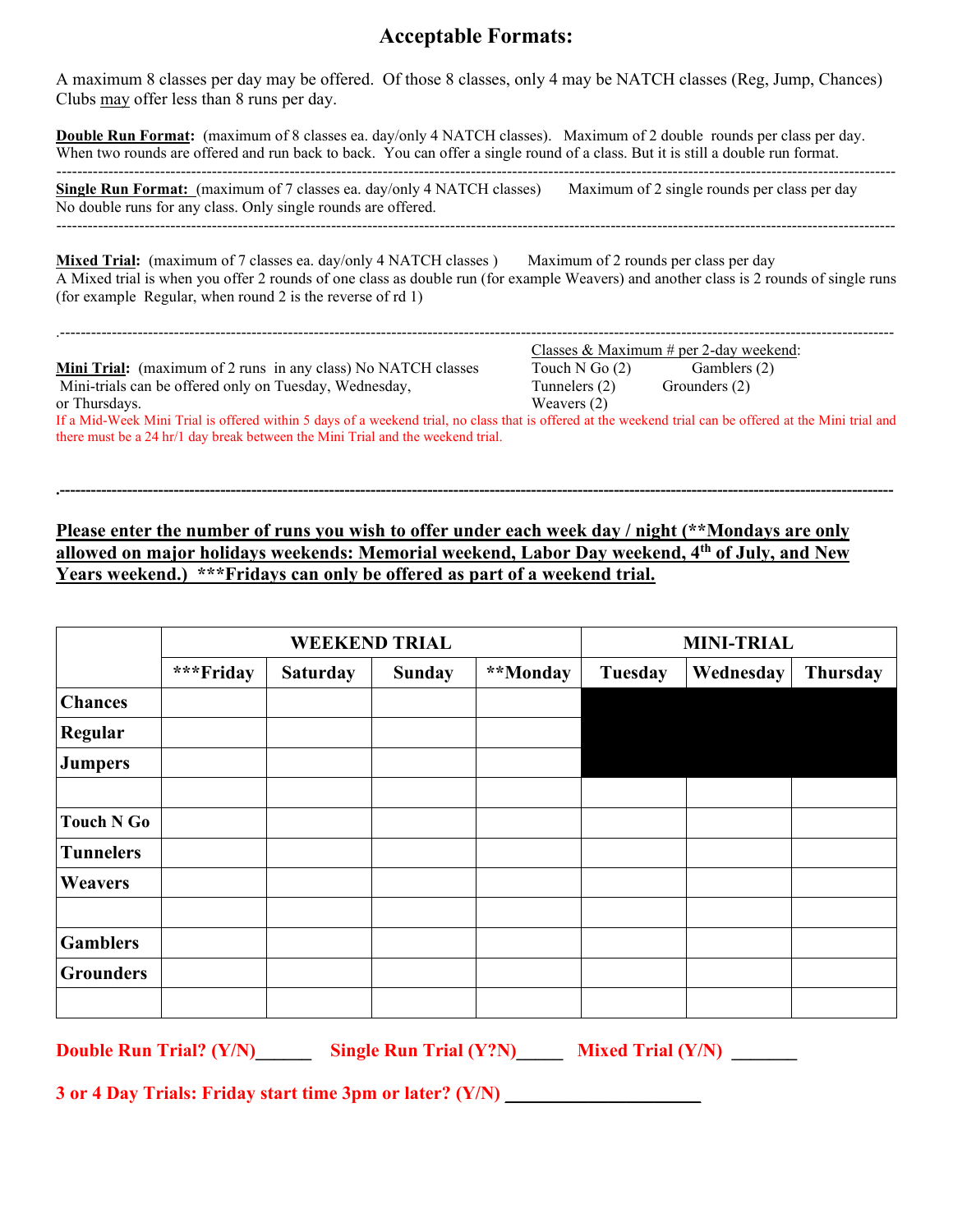# Acceptable Formats:

A maximum 8 classes per day may be offered. Of those 8 classes, only 4 may be NATCH classes (Reg, Jump, Chances) Clubs may offer less than 8 runs per day.

**Double Run Format:** (maximum of 8 classes ea. day/only 4 NATCH classes). Maximum of 2 double rounds per class per day. When two rounds are offered and run back to back. You can offer a single round of a class. But it is still a double run format.

---

**Single Run Format:** (maximum of 7 classes ea. day/only 4 NATCH classes) Maximum of 2 single rounds per class per day
No double runs for any class. Only single rounds are offered.

---

**Mixed Trial:** (maximum of 7 classes ea. day/only 4 NATCH classes ) Maximum of 2 rounds per class per day
A Mixed trial is when you offer 2 rounds of one class as double run (for example Weavers) and another class is 2 rounds of single runs (for example Regular, when round 2 is the reverse of rd 1)

---

**Mini Trial:** (maximum of 2 runs in any class) No NATCH classes
Mini-trials can be offered only on Tuesday, Wednesday, or Thursdays.

Classes & Maximum # per 2-day weekend:
- Touch N Go (2)
- Gamblers (2)
- Tunnelers (2)
- Grounders (2)
- Weavers (2)

If a Mid-Week Mini Trial is offered within 5 days of a weekend trial, no class that is offered at the weekend trial can be offered at the Mini trial and there must be a 24 hr/1 day break between the Mini Trial and the weekend trial.

---

**Please enter the number of runs you wish to offer under each week day / night (\*\*Mondays are only allowed on major holidays weekends: Memorial weekend, Labor Day weekend, 4th of July, and New Years weekend.) \*\*\*Fridays can only be offered as part of a weekend trial.**

| | WEEKEND TRIAL | | | | MINI-TRIAL | | |
|---|---|---|---|---|---|---|---|
| | ***Friday | Saturday | Sunday | **Monday | Tuesday | Wednesday | Thursday |
| Chances | | | | | | | |
| Regular | | | | | | | |
| Jumpers | | | | | | | |
| | | | | | | | |
| Touch N Go | | | | | | | |
| Tunnelers | | | | | | | |
| Weavers | | | | | | | |
| | | | | | | | |
| Gamblers | | | | | | | |
| Grounders | | | | | | | |
| | | | | | | | |

**Double Run Trial? (Y/N)\_\_\_\_\_\_ Single Run Trial (Y?N)\_\_\_\_\_ Mixed Trial (Y/N) \_\_\_\_\_\_\_**

**3 or 4 Day Trials: Friday start time 3pm or later? (Y/N) \_\_\_\_\_\_\_\_\_\_\_\_\_\_\_\_\_\_\_\_\_**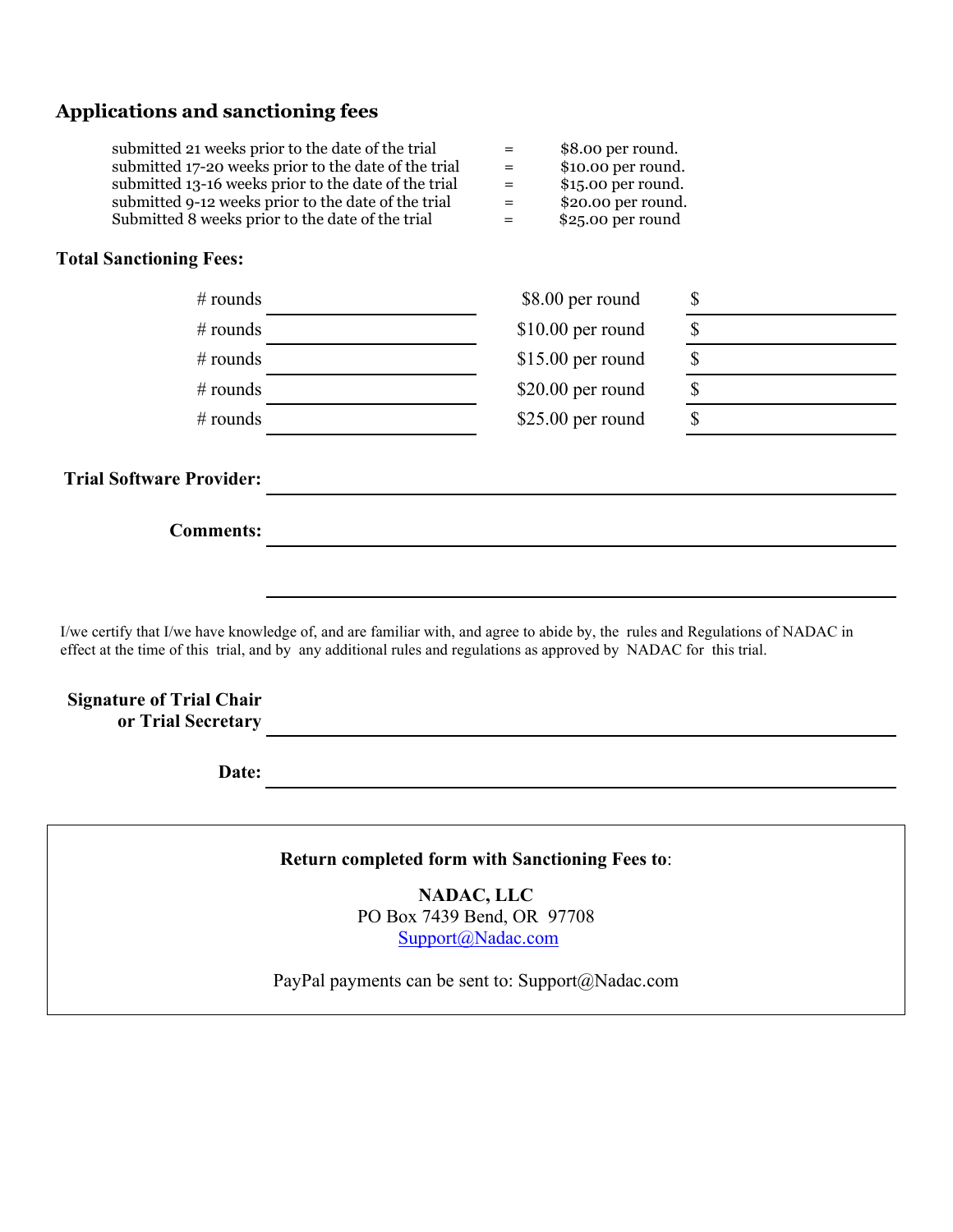## Applications and sanctioning fees

| | | |
|---|---|---|
| submitted 21 weeks prior to the date of the trial | = | $8.00 per round. |
| submitted 17-20 weeks prior to the date of the trial | = | $10.00 per round. |
| submitted 13-16 weeks prior to the date of the trial | = | $15.00 per round. |
| submitted 9-12 weeks prior to the date of the trial | = | $20.00 per round. |
| Submitted 8 weeks prior to the date of the trial | = | $25.00 per round |

**Total Sanctioning Fees:**

| | | | |
|---|---|---|---|
| # rounds | ____________ | $8.00 per round | $ ____________ |
| # rounds | ____________ | $10.00 per round | $ ____________ |
| # rounds | ____________ | $15.00 per round | $ ____________ |
| # rounds | ____________ | $20.00 per round | $ ____________ |
| # rounds | ____________ | $25.00 per round | $ ____________ |

**Trial Software Provider:** ____________________________________________

**Comments:** ____________________________________________

____________________________________________

I/we certify that I/we have knowledge of, and are familiar with, and agree to abide by, the rules and Regulations of NADAC in effect at the time of this trial, and by any additional rules and regulations as approved by NADAC for this trial.

**Signature of Trial Chair or Trial Secretary** ____________________________________________

**Date:** ____________________________________________

**Return completed form with Sanctioning Fees to**:

**NADAC, LLC**
PO Box 7439 Bend, OR 97708
Support@Nadac.com

PayPal payments can be sent to: Support@Nadac.com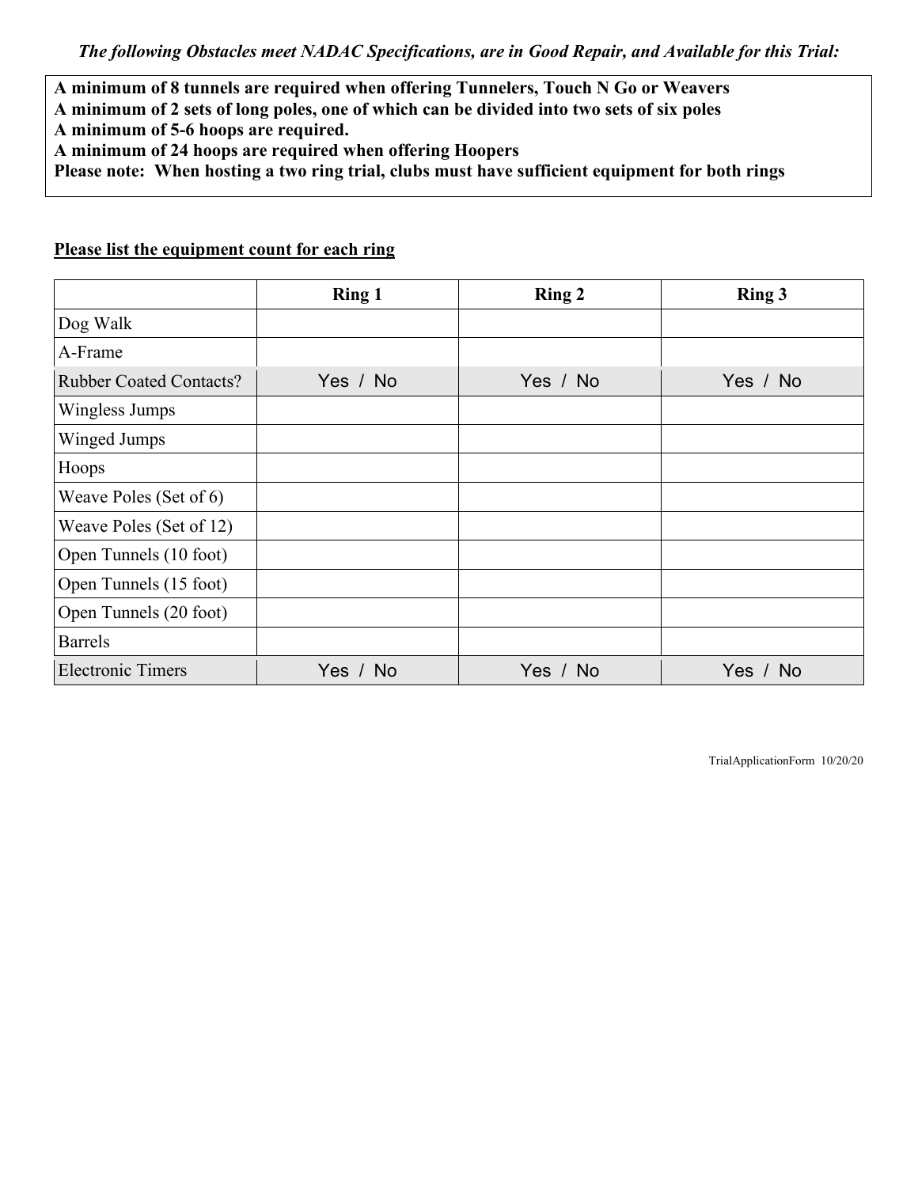*The following Obstacles meet NADAC Specifications, are in Good Repair, and Available for this Trial:*

**A minimum of 8 tunnels are required when offering Tunnelers, Touch N Go or Weavers**
**A minimum of 2 sets of long poles, one of which can be divided into two sets of six poles**
**A minimum of 5-6 hoops are required.**
**A minimum of 24 hoops are required when offering Hoopers**
**Please note: When hosting a two ring trial, clubs must have sufficient equipment for both rings**

**Please list the equipment count for each ring**

| | Ring 1 | Ring 2 | Ring 3 |
|---|---|---|---|
| Dog Walk | | | |
| A-Frame | | | |
| Rubber Coated Contacts? | Yes / No | Yes / No | Yes / No |
| Wingless Jumps | | | |
| Winged Jumps | | | |
| Hoops | | | |
| Weave Poles (Set of 6) | | | |
| Weave Poles (Set of 12) | | | |
| Open Tunnels (10 foot) | | | |
| Open Tunnels (15 foot) | | | |
| Open Tunnels (20 foot) | | | |
| Barrels | | | |
| Electronic Timers | Yes / No | Yes / No | Yes / No |

TrialApplicationForm 10/20/20